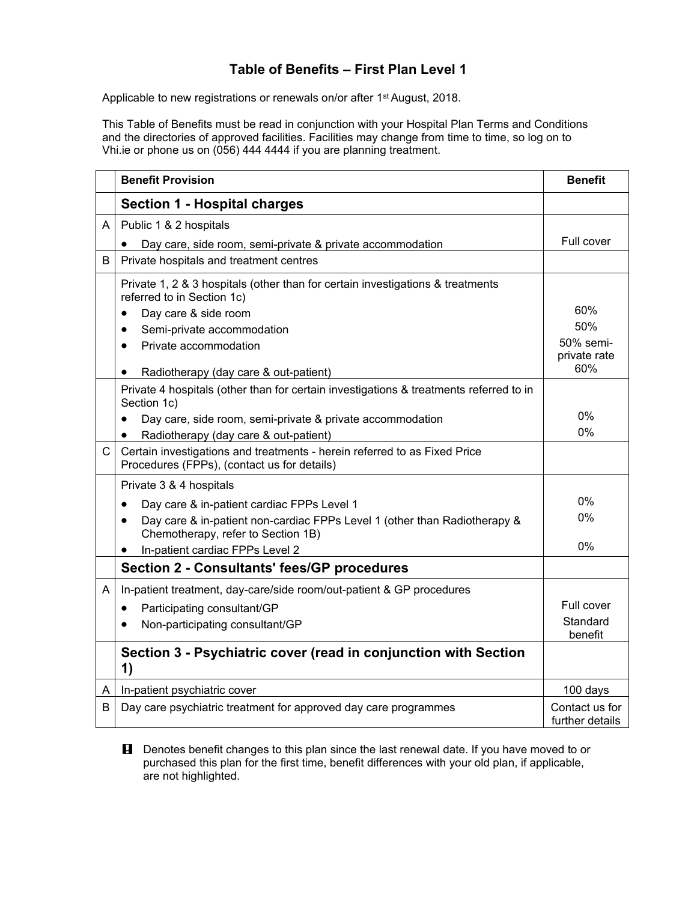# Table of Benefits – First Plan Level 1

Applicable to new registrations or renewals on/or after 1st August, 2018.

This Table of Benefits must be read in conjunction with your Hospital Plan Terms and Conditions and the directories of approved facilities. Facilities may change from time to time, so log on to Vhi.ie or phone us on (056) 444 4444 if you are planning treatment.

| | Benefit Provision | Benefit |
|---|---|---|
| | **Section 1 - Hospital charges** | |
| A | Public 1 & 2 hospitals<br>• Day care, side room, semi-private & private accommodation | Full cover |
| B | Private hospitals and treatment centres | |
| | Private 1, 2 & 3 hospitals (other than for certain investigations & treatments referred to in Section 1c)<br>• Day care & side room<br>• Semi-private accommodation<br>• Private accommodation<br>• Radiotherapy (day care & out-patient) | 60%<br>50%<br>50% semi-private rate<br>60% |
| | Private 4 hospitals (other than for certain investigations & treatments referred to in Section 1c)<br>• Day care, side room, semi-private & private accommodation<br>• Radiotherapy (day care & out-patient) | 0%<br>0% |
| C | Certain investigations and treatments - herein referred to as Fixed Price Procedures (FPPs), (contact us for details) | |
| | Private 3 & 4 hospitals<br>• Day care & in-patient cardiac FPPs Level 1<br>• Day care & in-patient non-cardiac FPPs Level 1 (other than Radiotherapy & Chemotherapy, refer to Section 1B)<br>• In-patient cardiac FPPs Level 2 | 0%<br>0%<br>0% |
| | **Section 2 - Consultants' fees/GP procedures** | |
| A | In-patient treatment, day-care/side room/out-patient & GP procedures<br>• Participating consultant/GP<br>• Non-participating consultant/GP | Full cover<br>Standard benefit |
| | **Section 3 - Psychiatric cover (read in conjunction with Section 1)** | |
| A | In-patient psychiatric cover | 100 days |
| B | Day care psychiatric treatment for approved day care programmes | Contact us for further details |

**!** Denotes benefit changes to this plan since the last renewal date. If you have moved to or purchased this plan for the first time, benefit differences with your old plan, if applicable, are not highlighted.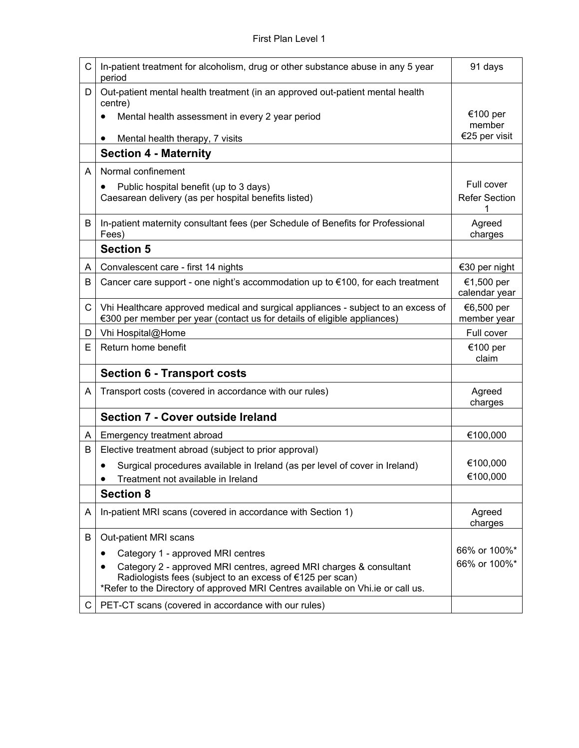| | | |
|---|---|---|
| C | In-patient treatment for alcoholism, drug or other substance abuse in any 5 year period | 91 days |
| D | Out-patient mental health treatment (in an approved out-patient mental health centre)<br>• Mental health assessment in every 2 year period<br>• Mental health therapy, 7 visits | €100 per member<br>€25 per visit |
| | **Section 4 - Maternity** | |
| A | Normal confinement<br>• Public hospital benefit (up to 3 days)<br>Caesarean delivery (as per hospital benefits listed) | Full cover<br>Refer Section 1 |
| B | In-patient maternity consultant fees (per Schedule of Benefits for Professional Fees) | Agreed charges |
| | **Section 5** | |
| A | Convalescent care - first 14 nights | €30 per night |
| B | Cancer care support - one night's accommodation up to €100, for each treatment | €1,500 per calendar year |
| C | Vhi Healthcare approved medical and surgical appliances - subject to an excess of €300 per member per year (contact us for details of eligible appliances) | €6,500 per member year |
| D | Vhi Hospital@Home | Full cover |
| E | Return home benefit | €100 per claim |
| | **Section 6 - Transport costs** | |
| A | Transport costs (covered in accordance with our rules) | Agreed charges |
| | **Section 7 - Cover outside Ireland** | |
| A | Emergency treatment abroad | €100,000 |
| B | Elective treatment abroad (subject to prior approval)<br>• Surgical procedures available in Ireland (as per level of cover in Ireland)<br>• Treatment not available in Ireland | €100,000<br>€100,000 |
| | **Section 8** | |
| A | In-patient MRI scans (covered in accordance with Section 1) | Agreed charges |
| B | Out-patient MRI scans<br>• Category 1 - approved MRI centres<br>• Category 2 - approved MRI centres, agreed MRI charges & consultant Radiologists fees (subject to an excess of €125 per scan)<br>*Refer to the Directory of approved MRI Centres available on Vhi.ie or call us. | 66% or 100%*<br>66% or 100%* |
| C | PET-CT scans (covered in accordance with our rules) | |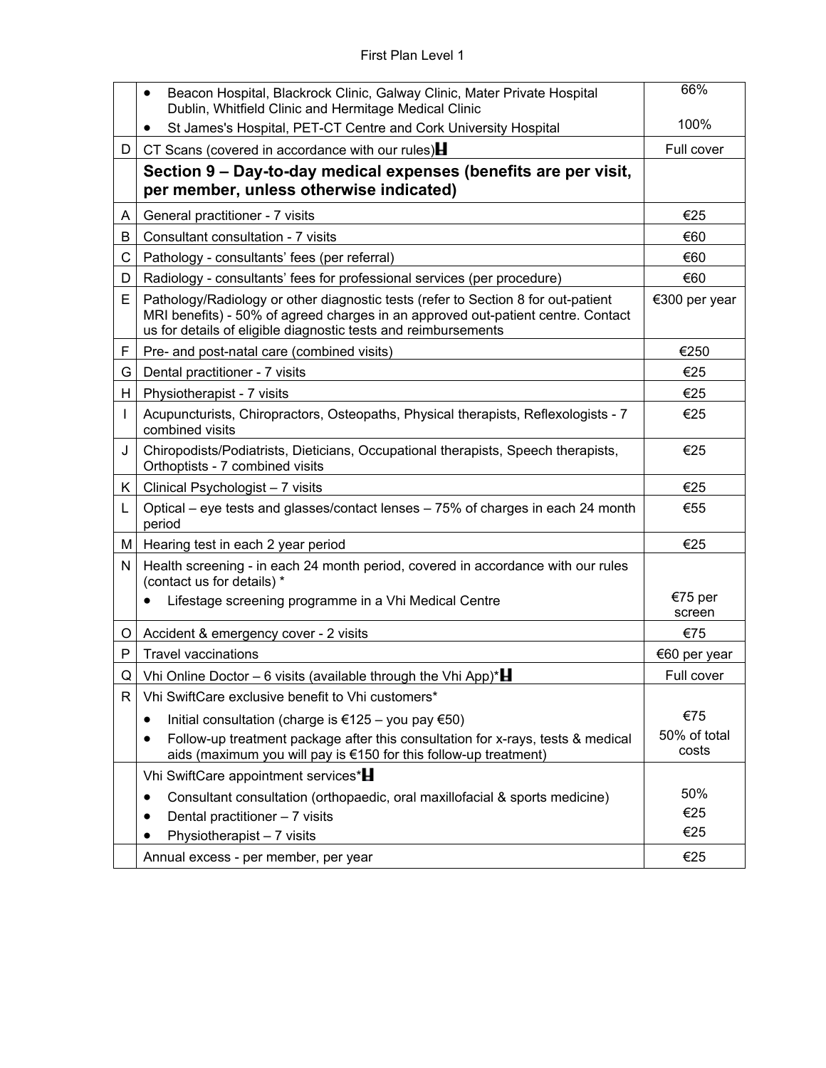| | | |
|---|---|---|
| | • Beacon Hospital, Blackrock Clinic, Galway Clinic, Mater Private Hospital Dublin, Whitfield Clinic and Hermitage Medical Clinic<br>• St James's Hospital, PET-CT Centre and Cork University Hospital | 66%<br><br>100% |
| D | CT Scans (covered in accordance with our rules) | Full cover |
| | **Section 9 – Day-to-day medical expenses (benefits are per visit, per member, unless otherwise indicated)** | |
| A | General practitioner - 7 visits | €25 |
| B | Consultant consultation - 7 visits | €60 |
| C | Pathology - consultants' fees (per referral) | €60 |
| D | Radiology - consultants' fees for professional services (per procedure) | €60 |
| E | Pathology/Radiology or other diagnostic tests (refer to Section 8 for out-patient MRI benefits) - 50% of agreed charges in an approved out-patient centre. Contact us for details of eligible diagnostic tests and reimbursements | €300 per year |
| F | Pre- and post-natal care (combined visits) | €250 |
| G | Dental practitioner - 7 visits | €25 |
| H | Physiotherapist - 7 visits | €25 |
| I | Acupuncturists, Chiropractors, Osteopaths, Physical therapists, Reflexologists - 7 combined visits | €25 |
| J | Chiropodists/Podiatrists, Dieticians, Occupational therapists, Speech therapists, Orthoptists - 7 combined visits | €25 |
| K | Clinical Psychologist – 7 visits | €25 |
| L | Optical – eye tests and glasses/contact lenses – 75% of charges in each 24 month period | €55 |
| M | Hearing test in each 2 year period | €25 |
| N | Health screening - in each 24 month period, covered in accordance with our rules (contact us for details) *<br>• Lifestage screening programme in a Vhi Medical Centre | <br>€75 per screen |
| O | Accident & emergency cover - 2 visits | €75 |
| P | Travel vaccinations | €60 per year |
| Q | Vhi Online Doctor – 6 visits (available through the Vhi App)* | Full cover |
| R | Vhi SwiftCare exclusive benefit to Vhi customers*<br>• Initial consultation (charge is €125 – you pay €50)<br>• Follow-up treatment package after this consultation for x-rays, tests & medical aids (maximum you will pay is €150 for this follow-up treatment) | <br>€75<br>50% of total costs |
| | Vhi SwiftCare appointment services*<br>• Consultant consultation (orthopaedic, oral maxillofacial & sports medicine)<br>• Dental practitioner – 7 visits<br>• Physiotherapist – 7 visits | <br>50%<br>€25<br>€25 |
| | Annual excess - per member, per year | €25 |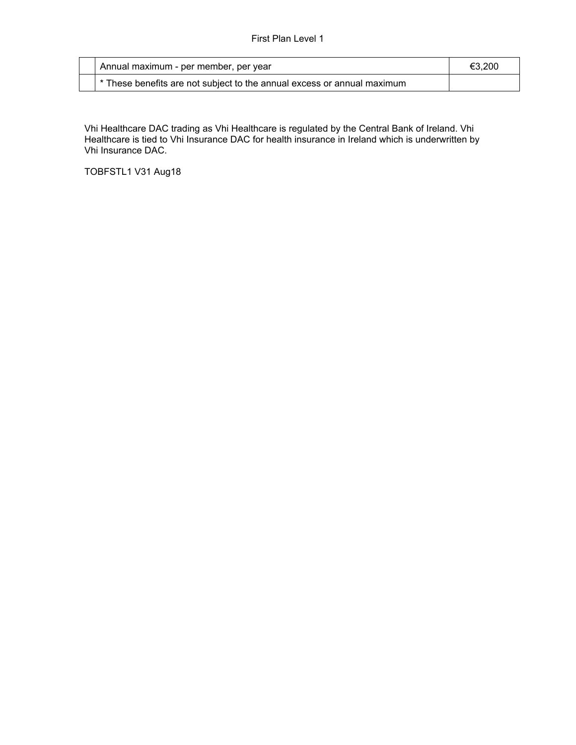| | | |
|---|---|---|
| | Annual maximum - per member, per year | €3,200 |
| | * These benefits are not subject to the annual excess or annual maximum | |

Vhi Healthcare DAC trading as Vhi Healthcare is regulated by the Central Bank of Ireland. Vhi Healthcare is tied to Vhi Insurance DAC for health insurance in Ireland which is underwritten by Vhi Insurance DAC.

TOBFSTL1 V31 Aug18